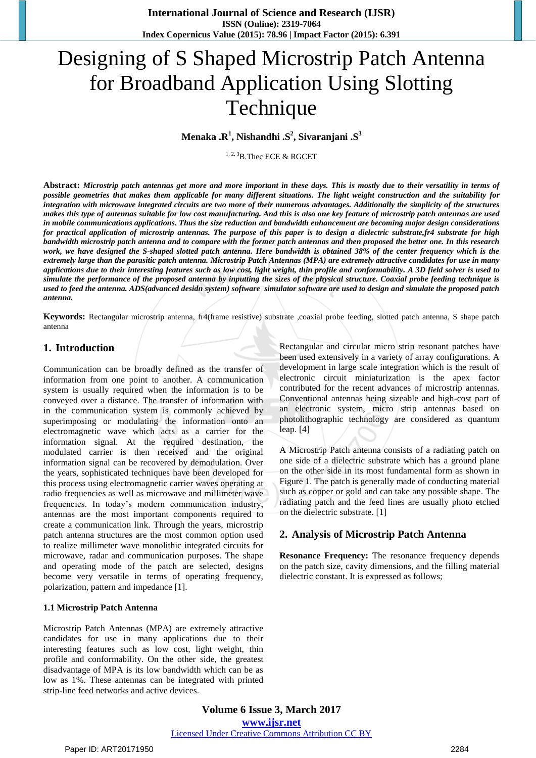# Designing of S Shaped Microstrip Patch Antenna for Broadband Application Using Slotting Technique

**Menaka .R[1], Nishandhi .S[2], Sivaranjani .S[3]**

[1, 2, 3]B.Thec ECE & RGCET

**Abstract:** ***Microstrip patch antennas get more and more important in these days. This is mostly due to their versatility in terms of possible geometries that makes them applicable for many different situations. The light weight construction and the suitability for integration with microwave integrated circuits are two more of their numerous advantages. Additionally the simplicity of the structures makes this type of antennas suitable for low cost manufacturing. And this is also one key feature of microstrip patch antennas are used in mobile communications applications. Thus the size reduction and bandwidth enhancement are becoming major design considerations for practical application of microstrip antennas. The purpose of this paper is to design a dielectric substrate,fr4 substrate for high bandwidth microstrip patch antenna and to compare with the former patch antennas and then proposed the better one. In this research work, we have designed the S-shaped slotted patch antenna. Here bandwidth is obtained 38% of the center frequency which is the extremely large than the parasitic patch antenna. Microstrip Patch Antennas (MPA) are extremely attractive candidates for use in many applications due to their interesting features such as low cost, light weight, thin profile and conformability. A 3D field solver is used to simulate the performance of the proposed antenna by inputting the sizes of the physical structure. Coaxial probe feeding technique is used to feed the antenna. ADS(advanced desidn system) software simulator software are used to design and simulate the proposed patch antenna.***

**Keywords:** Rectangular microstrip antenna, fr4(frame resistive) substrate ,coaxial probe feeding, slotted patch antenna, S shape patch antenna

## 1. Introduction

Communication can be broadly defined as the transfer of information from one point to another. A communication system is usually required when the information is to be conveyed over a distance. The transfer of information with in the communication system is commonly achieved by superimposing or modulating the information onto an electromagnetic wave which acts as a carrier for the information signal. At the required destination, the modulated carrier is then received and the original information signal can be recovered by demodulation. Over the years, sophisticated techniques have been developed for this process using electromagnetic carrier waves operating at radio frequencies as well as microwave and millimeter wave frequencies. In today's modern communication industry, antennas are the most important components required to create a communication link. Through the years, microstrip patch antenna structures are the most common option used to realize millimeter wave monolithic integrated circuits for microwave, radar and communication purposes. The shape and operating mode of the patch are selected, designs become very versatile in terms of operating frequency, polarization, pattern and impedance [1].

### 1.1 Microstrip Patch Antenna

Microstrip Patch Antennas (MPA) are extremely attractive candidates for use in many applications due to their interesting features such as low cost, light weight, thin profile and conformability. On the other side, the greatest disadvantage of MPA is its low bandwidth which can be as low as 1%. These antennas can be integrated with printed strip-line feed networks and active devices.

Rectangular and circular micro strip resonant patches have been used extensively in a variety of array configurations. A development in large scale integration which is the result of electronic circuit miniaturization is the apex factor contributed for the recent advances of microstrip antennas. Conventional antennas being sizeable and high-cost part of an electronic system, micro strip antennas based on photolithographic technology are considered as quantum leap. [4]

A Microstrip Patch antenna consists of a radiating patch on one side of a dielectric substrate which has a ground plane on the other side in its most fundamental form as shown in Figure 1. The patch is generally made of conducting material such as copper or gold and can take any possible shape. The radiating patch and the feed lines are usually photo etched on the dielectric substrate. [1]

## 2. Analysis of Microstrip Patch Antenna

**Resonance Frequency:** The resonance frequency depends on the patch size, cavity dimensions, and the filling material dielectric constant. It is expressed as follows;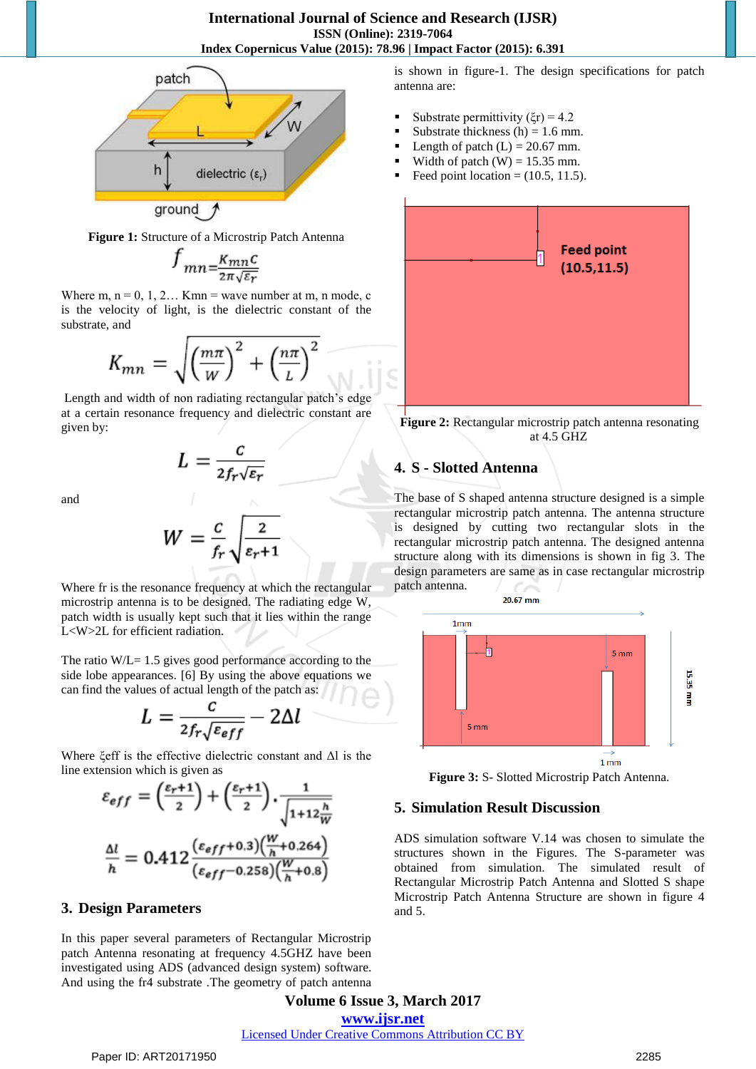Figure 1: Structure of a Microstrip Patch Antenna

$$f_{mn} = \frac{K_{mn} c}{2\pi\sqrt{\varepsilon_r}}$$

Where m, n = 0, 1, 2… Kmn = wave number at m, n mode, c is the velocity of light, is the dielectric constant of the substrate, and

$$K_{mn} = \sqrt{\left(\frac{m\pi}{W}\right)^2 + \left(\frac{n\pi}{L}\right)^2}$$

Length and width of non radiating rectangular patch's edge at a certain resonance frequency and dielectric constant are given by:

$$L = \frac{c}{2f_r\sqrt{\varepsilon_r}}$$

and

$$W = \frac{c}{f_r}\sqrt{\frac{2}{\varepsilon_r + 1}}$$

Where fr is the resonance frequency at which the rectangular microstrip antenna is to be designed. The radiating edge W, patch width is usually kept such that it lies within the range L<W>2L for efficient radiation.

The ratio W/L= 1.5 gives good performance according to the side lobe appearances. [6] By using the above equations we can find the values of actual length of the patch as:

$$L = \frac{c}{2f_r\sqrt{\varepsilon_{eff}}} - 2\Delta l$$

Where ξeff is the effective dielectric constant and Δl is the line extension which is given as

$$\varepsilon_{eff} = \left(\frac{\varepsilon_r + 1}{2}\right) + \left(\frac{\varepsilon_r + 1}{2}\right) \cdot \frac{1}{\sqrt{1 + 12\frac{h}{W}}}$$

$$\frac{\Delta l}{h} = 0.412 \frac{(\varepsilon_{eff} + 0.3)\left(\frac{W}{h} + 0.264\right)}{(\varepsilon_{eff} - 0.258)\left(\frac{W}{h} + 0.8\right)}$$

## 3. Design Parameters

In this paper several parameters of Rectangular Microstrip patch Antenna resonating at frequency 4.5GHZ have been investigated using ADS (advanced design system) software. And using the fr4 substrate .The geometry of patch antenna is shown in figure-1. The design specifications for patch antenna are:

- Substrate permittivity (ξr) = 4.2
- Substrate thickness (h) = 1.6 mm.
- Length of patch (L) = 20.67 mm.
- Width of patch (W) = 15.35 mm.
- Feed point location = (10.5, 11.5).

Figure 2: Rectangular microstrip patch antenna resonating at 4.5 GHZ

## 4. S - Slotted Antenna

The base of S shaped antenna structure designed is a simple rectangular microstrip patch antenna. The antenna structure is designed by cutting two rectangular slots in the rectangular microstrip patch antenna. The designed antenna structure along with its dimensions is shown in fig 3. The design parameters are same as in case rectangular microstrip patch antenna.

Figure 3: S- Slotted Microstrip Patch Antenna.

## 5. Simulation Result Discussion

ADS simulation software V.14 was chosen to simulate the structures shown in the Figures. The S-parameter was obtained from simulation. The simulated result of Rectangular Microstrip Patch Antenna and Slotted S shape Microstrip Patch Antenna Structure are shown in figure 4 and 5.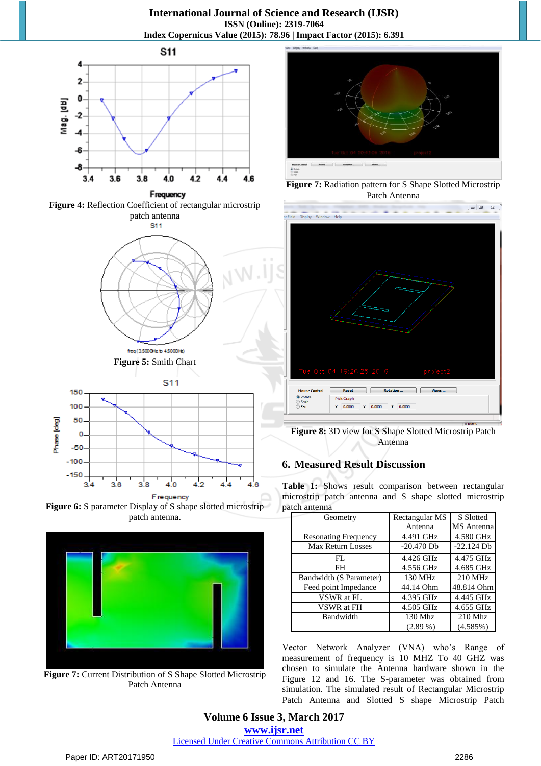Figure 4: Reflection Coefficient of rectangular microstrip patch antenna

Figure 5: Smith Chart

Figure 6: S parameter Display of S shape slotted microstrip patch antenna.

Figure 7: Current Distribution of S Shape Slotted Microstrip Patch Antenna

Figure 7: Radiation pattern for S Shape Slotted Microstrip Patch Antenna

Figure 8: 3D view for S Shape Slotted Microstrip Patch Antenna

## 6. Measured Result Discussion

**Table 1:** Shows result comparison between rectangular microstrip patch antenna and S shape slotted microstrip patch antenna

| Geometry | Rectangular MS Antenna | S Slotted MS Antenna |
|---|---|---|
| Resonating Frequency | 4.491 GHz | 4.580 GHz |
| Max Return Losses | -20.470 Db | -22.124 Db |
| FL | 4.426 GHz | 4.475 GHz |
| FH | 4.556 GHz | 4.685 GHz |
| Bandwidth (S Parameter) | 130 MHz | 210 MHz |
| Feed point Impedance | 44.14 Ohm | 48.814 Ohm |
| VSWR at FL | 4.395 GHz | 4.445 GHz |
| VSWR at FH | 4.505 GHz | 4.655 GHz |
| Bandwidth | 130 Mhz (2.89 %) | 210 Mhz (4.585%) |

Vector Network Analyzer (VNA) who's Range of measurement of frequency is 10 MHZ To 40 GHZ was chosen to simulate the Antenna hardware shown in the Figure 12 and 16. The S-parameter was obtained from simulation. The simulated result of Rectangular Microstrip Patch Antenna and Slotted S shape Microstrip Patch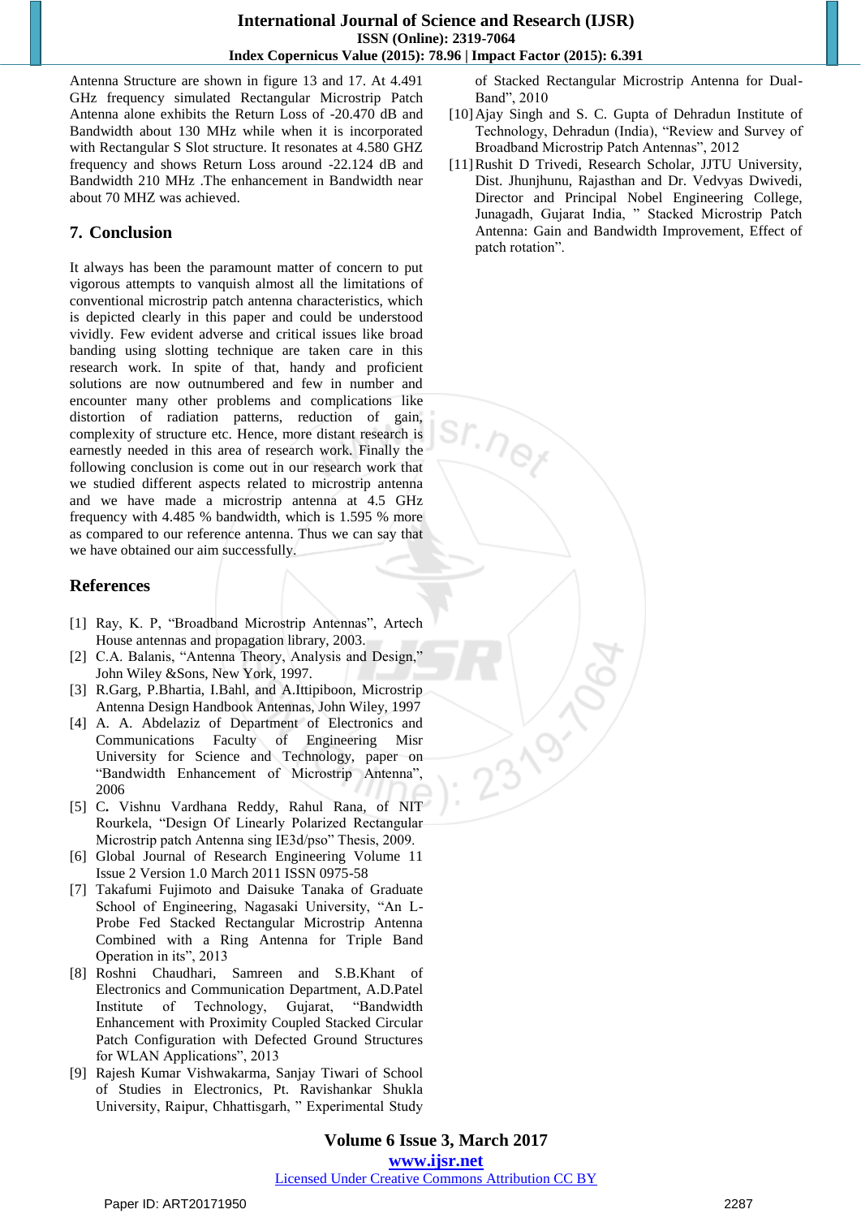Antenna Structure are shown in figure 13 and 17. At 4.491 GHz frequency simulated Rectangular Microstrip Patch Antenna alone exhibits the Return Loss of -20.470 dB and Bandwidth about 130 MHz while when it is incorporated with Rectangular S Slot structure. It resonates at 4.580 GHZ frequency and shows Return Loss around -22.124 dB and Bandwidth 210 MHz .The enhancement in Bandwidth near about 70 MHZ was achieved.

## 7. Conclusion

It always has been the paramount matter of concern to put vigorous attempts to vanquish almost all the limitations of conventional microstrip patch antenna characteristics, which is depicted clearly in this paper and could be understood vividly. Few evident adverse and critical issues like broad banding using slotting technique are taken care in this research work. In spite of that, handy and proficient solutions are now outnumbered and few in number and encounter many other problems and complications like distortion of radiation patterns, reduction of gain, complexity of structure etc. Hence, more distant research is earnestly needed in this area of research work. Finally the following conclusion is come out in our research work that we studied different aspects related to microstrip antenna and we have made a microstrip antenna at 4.5 GHz frequency with 4.485 % bandwidth, which is 1.595 % more as compared to our reference antenna. Thus we can say that we have obtained our aim successfully.

## References

[1] Ray, K. P, "Broadband Microstrip Antennas", Artech House antennas and propagation library, 2003.

[2] C.A. Balanis, "Antenna Theory, Analysis and Design," John Wiley &Sons, New York, 1997.

[3] R.Garg, P.Bhartia, I.Bahl, and A.Ittipiboon, Microstrip Antenna Design Handbook Antennas, John Wiley, 1997

[4] A. A. Abdelaziz of Department of Electronics and Communications Faculty of Engineering Misr University for Science and Technology, paper on "Bandwidth Enhancement of Microstrip Antenna", 2006

[5] C**.** Vishnu Vardhana Reddy, Rahul Rana, of NIT Rourkela, "Design Of Linearly Polarized Rectangular Microstrip patch Antenna sing IE3d/pso" Thesis, 2009.

[6] Global Journal of Research Engineering Volume 11 Issue 2 Version 1.0 March 2011 ISSN 0975-58

[7] Takafumi Fujimoto and Daisuke Tanaka of Graduate School of Engineering, Nagasaki University, "An L-Probe Fed Stacked Rectangular Microstrip Antenna Combined with a Ring Antenna for Triple Band Operation in its", 2013

[8] Roshni Chaudhari, Samreen and S.B.Khant of Electronics and Communication Department, A.D.Patel Institute of Technology, Gujarat, "Bandwidth Enhancement with Proximity Coupled Stacked Circular Patch Configuration with Defected Ground Structures for WLAN Applications", 2013

[9] Rajesh Kumar Vishwakarma, Sanjay Tiwari of School of Studies in Electronics, Pt. Ravishankar Shukla University, Raipur, Chhattisgarh, " Experimental Study of Stacked Rectangular Microstrip Antenna for Dual-Band", 2010

[10] Ajay Singh and S. C. Gupta of Dehradun Institute of Technology, Dehradun (India), "Review and Survey of Broadband Microstrip Patch Antennas", 2012

[11] Rushit D Trivedi, Research Scholar, JJTU University, Dist. Jhunjhunu, Rajasthan and Dr. Vedvyas Dwivedi, Director and Principal Nobel Engineering College, Junagadh, Gujarat India, " Stacked Microstrip Patch Antenna: Gain and Bandwidth Improvement, Effect of patch rotation".